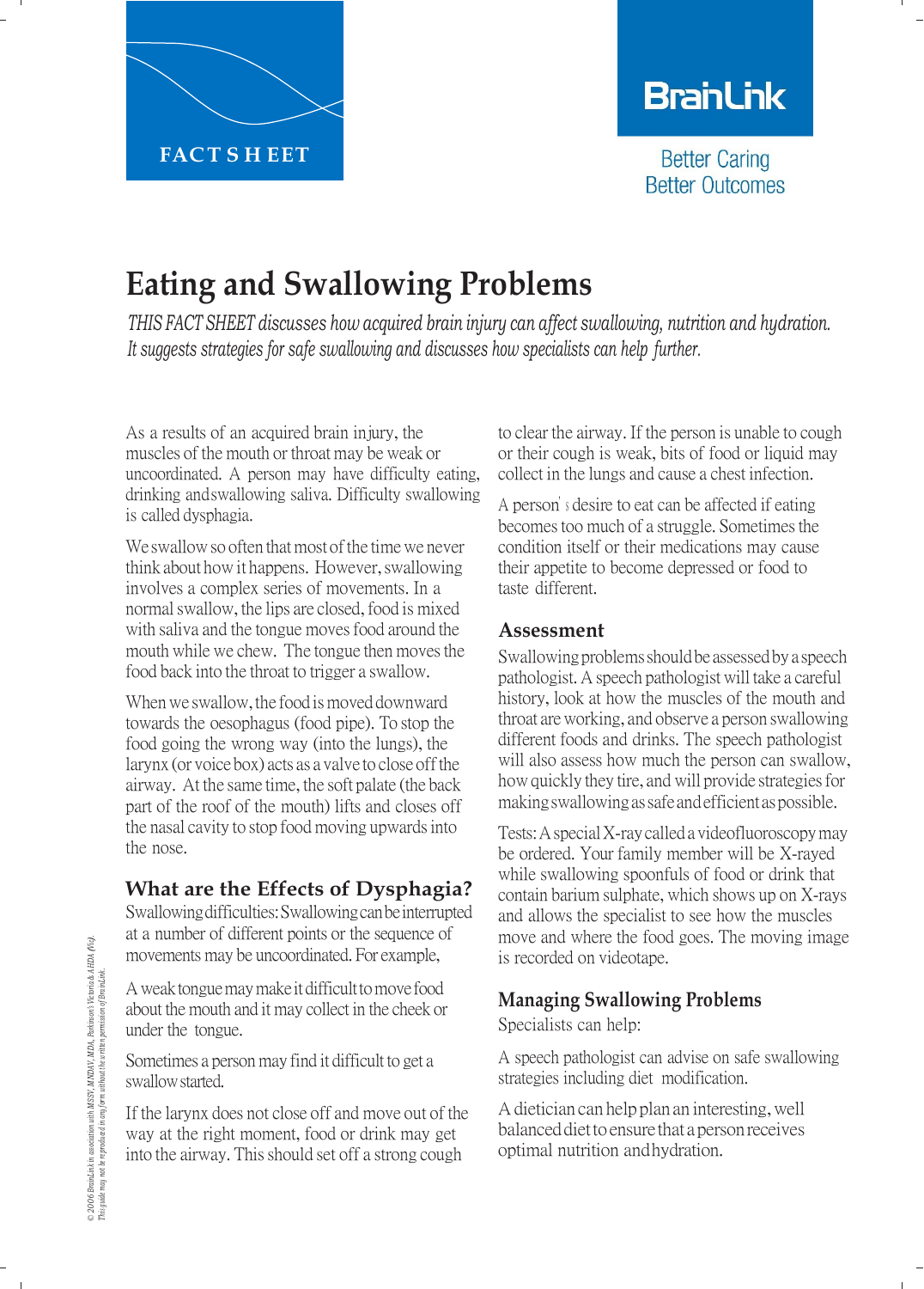FACT SHEET

BrainLink

Better Caring
Better Outcomes

# Eating and Swallowing Problems

*THIS FACT SHEET discusses how acquired brain injury can affect swallowing, nutrition and hydration. It suggests strategies for safe swallowing and discusses how specialists can help further.*

As a results of an acquired brain injury, the muscles of the mouth or throat may be weak or uncoordinated. A person may have difficulty eating, drinking and swallowing saliva. Difficulty swallowing is called dysphagia.

We swallow so often that most of the time we never think about how it happens. However, swallowing involves a complex series of movements. In a normal swallow, the lips are closed, food is mixed with saliva and the tongue moves food around the mouth while we chew. The tongue then moves the food back into the throat to trigger a swallow.

When we swallow, the food is moved downward towards the oesophagus (food pipe). To stop the food going the wrong way (into the lungs), the larynx (or voice box) acts as a valve to close off the airway. At the same time, the soft palate (the back part of the roof of the mouth) lifts and closes off the nasal cavity to stop food moving upwards into the nose.

## What are the Effects of Dysphagia?

Swallowing difficulties: Swallowing can be interrupted at a number of different points or the sequence of movements may be uncoordinated. For example,

A weak tongue may make it difficult to move food about the mouth and it may collect in the cheek or under the tongue.

Sometimes a person may find it difficult to get a swallow started.

If the larynx does not close off and move out of the way at the right moment, food or drink may get into the airway. This should set off a strong cough to clear the airway. If the person is unable to cough or their cough is weak, bits of food or liquid may collect in the lungs and cause a chest infection.

A person's desire to eat can be affected if eating becomes too much of a struggle. Sometimes the condition itself or their medications may cause their appetite to become depressed or food to taste different.

## Assessment

Swallowing problems should be assessed by a speech pathologist. A speech pathologist will take a careful history, look at how the muscles of the mouth and throat are working, and observe a person swallowing different foods and drinks. The speech pathologist will also assess how much the person can swallow, how quickly they tire, and will provide strategies for making swallowing as safe and efficient as possible.

Tests: A special X-ray called a videofluoroscopy may be ordered. Your family member will be X-rayed while swallowing spoonfuls of food or drink that contain barium sulphate, which shows up on X-rays and allows the specialist to see how the muscles move and where the food goes. The moving image is recorded on videotape.

## Managing Swallowing Problems

Specialists can help:

A speech pathologist can advise on safe swallowing strategies including diet modification.

A dietician can help plan an interesting, well balanced diet to ensure that a person receives optimal nutrition and hydration.

© 2006 BrainLink in association with MSSV, MNDAV, MDA, Parkinson's Victoria & AHDA (Vic). This guide may not be reproduced in any form without the written permission of BrainLink.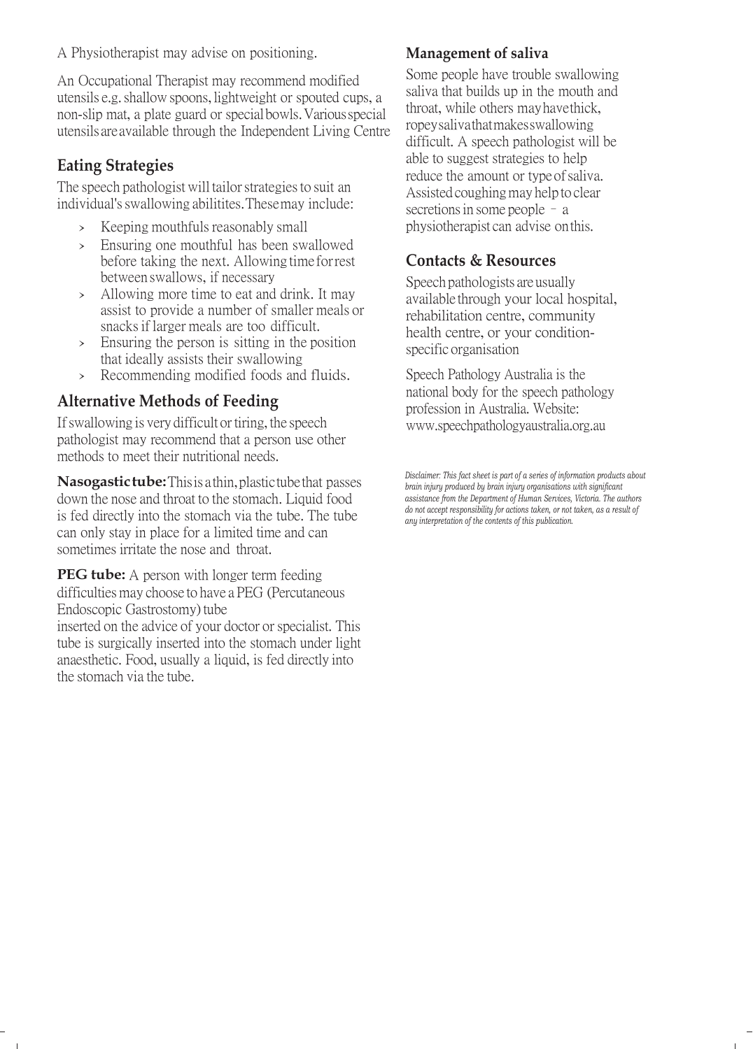A Physiotherapist may advise on positioning.

An Occupational Therapist may recommend modified utensils e.g. shallow spoons, lightweight or spouted cups, a non-slip mat, a plate guard or special bowls. Various special utensils are available through the Independent Living Centre

## Eating Strategies

The speech pathologist will tailor strategies to suit an individual's swallowing abilitites. These may include:

- Keeping mouthfuls reasonably small
- Ensuring one mouthful has been swallowed before taking the next. Allowing time for rest between swallows, if necessary
- Allowing more time to eat and drink. It may assist to provide a number of smaller meals or snacks if larger meals are too difficult.
- Ensuring the person is sitting in the position that ideally assists their swallowing
- Recommending modified foods and fluids.

## Alternative Methods of Feeding

If swallowing is very difficult or tiring, the speech pathologist may recommend that a person use other methods to meet their nutritional needs.

**Nasogastic tube:** This is a thin, plastic tube that passes down the nose and throat to the stomach. Liquid food is fed directly into the stomach via the tube. The tube can only stay in place for a limited time and can sometimes irritate the nose and throat.

**PEG tube:** A person with longer term feeding difficulties may choose to have a PEG (Percutaneous Endoscopic Gastrostomy) tube inserted on the advice of your doctor or specialist. This tube is surgically inserted into the stomach under light anaesthetic. Food, usually a liquid, is fed directly into the stomach via the tube.

## Management of saliva

Some people have trouble swallowing saliva that builds up in the mouth and throat, while others may have thick, ropey saliva that makes swallowing difficult. A speech pathologist will be able to suggest strategies to help reduce the amount or type of saliva. Assisted coughing may help to clear secretions in some people – a physiotherapist can advise on this.

## Contacts & Resources

Speech pathologists are usually available through your local hospital, rehabilitation centre, community health centre, or your condition-specific organisation

Speech Pathology Australia is the national body for the speech pathology profession in Australia. Website: www.speechpathologyaustralia.org.au

*Disclaimer: This fact sheet is part of a series of information products about brain injury produced by brain injury organisations with significant assistance from the Department of Human Services, Victoria. The authors do not accept responsibility for actions taken, or not taken, as a result of any interpretation of the contents of this publication.*